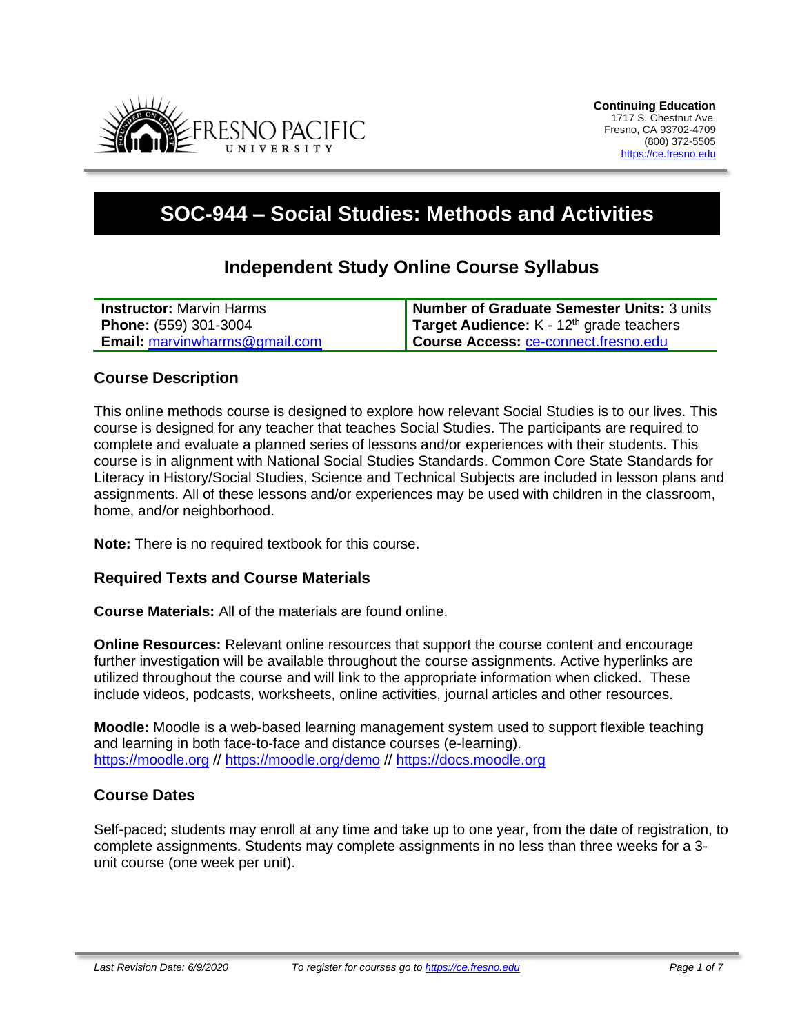**Continuing Education**
1717 S. Chestnut Ave.
Fresno, CA 93702-4709
(800) 372-5505
https://ce.fresno.edu

# SOC-944 – Social Studies: Methods and Activities

## Independent Study Online Course Syllabus

| **Instructor:** Marvin Harms | **Number of Graduate Semester Units:** 3 units |
|---|---|
| **Phone:** (559) 301-3004 | **Target Audience:** K - 12th grade teachers |
| **Email:** marvinwharms@gmail.com | **Course Access:** ce-connect.fresno.edu |

### Course Description

This online methods course is designed to explore how relevant Social Studies is to our lives. This course is designed for any teacher that teaches Social Studies. The participants are required to complete and evaluate a planned series of lessons and/or experiences with their students. This course is in alignment with National Social Studies Standards. Common Core State Standards for Literacy in History/Social Studies, Science and Technical Subjects are included in lesson plans and assignments. All of these lessons and/or experiences may be used with children in the classroom, home, and/or neighborhood.

**Note:** There is no required textbook for this course.

### Required Texts and Course Materials

**Course Materials:** All of the materials are found online.

**Online Resources:** Relevant online resources that support the course content and encourage further investigation will be available throughout the course assignments. Active hyperlinks are utilized throughout the course and will link to the appropriate information when clicked. These include videos, podcasts, worksheets, online activities, journal articles and other resources.

**Moodle:** Moodle is a web-based learning management system used to support flexible teaching and learning in both face-to-face and distance courses (e-learning). https://moodle.org // https://moodle.org/demo // https://docs.moodle.org

### Course Dates

Self-paced; students may enroll at any time and take up to one year, from the date of registration, to complete assignments. Students may complete assignments in no less than three weeks for a 3-unit course (one week per unit).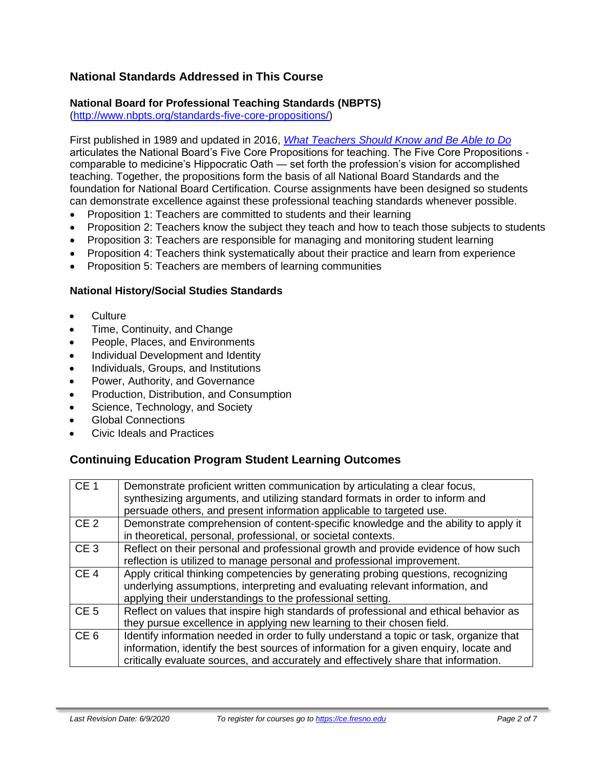## National Standards Addressed in This Course

### National Board for Professional Teaching Standards (NBPTS)

(http://www.nbpts.org/standards-five-core-propositions/)

First published in 1989 and updated in 2016, *What Teachers Should Know and Be Able to Do* articulates the National Board's Five Core Propositions for teaching. The Five Core Propositions - comparable to medicine's Hippocratic Oath — set forth the profession's vision for accomplished teaching. Together, the propositions form the basis of all National Board Standards and the foundation for National Board Certification. Course assignments have been designed so students can demonstrate excellence against these professional teaching standards whenever possible.

- Proposition 1: Teachers are committed to students and their learning
- Proposition 2: Teachers know the subject they teach and how to teach those subjects to students
- Proposition 3: Teachers are responsible for managing and monitoring student learning
- Proposition 4: Teachers think systematically about their practice and learn from experience
- Proposition 5: Teachers are members of learning communities

### National History/Social Studies Standards

- Culture
- Time, Continuity, and Change
- People, Places, and Environments
- Individual Development and Identity
- Individuals, Groups, and Institutions
- Power, Authority, and Governance
- Production, Distribution, and Consumption
- Science, Technology, and Society
- Global Connections
- Civic Ideals and Practices

## Continuing Education Program Student Learning Outcomes

| | |
|---|---|
| CE 1 | Demonstrate proficient written communication by articulating a clear focus, synthesizing arguments, and utilizing standard formats in order to inform and persuade others, and present information applicable to targeted use. |
| CE 2 | Demonstrate comprehension of content-specific knowledge and the ability to apply it in theoretical, personal, professional, or societal contexts. |
| CE 3 | Reflect on their personal and professional growth and provide evidence of how such reflection is utilized to manage personal and professional improvement. |
| CE 4 | Apply critical thinking competencies by generating probing questions, recognizing underlying assumptions, interpreting and evaluating relevant information, and applying their understandings to the professional setting. |
| CE 5 | Reflect on values that inspire high standards of professional and ethical behavior as they pursue excellence in applying new learning to their chosen field. |
| CE 6 | Identify information needed in order to fully understand a topic or task, organize that information, identify the best sources of information for a given enquiry, locate and critically evaluate sources, and accurately and effectively share that information. |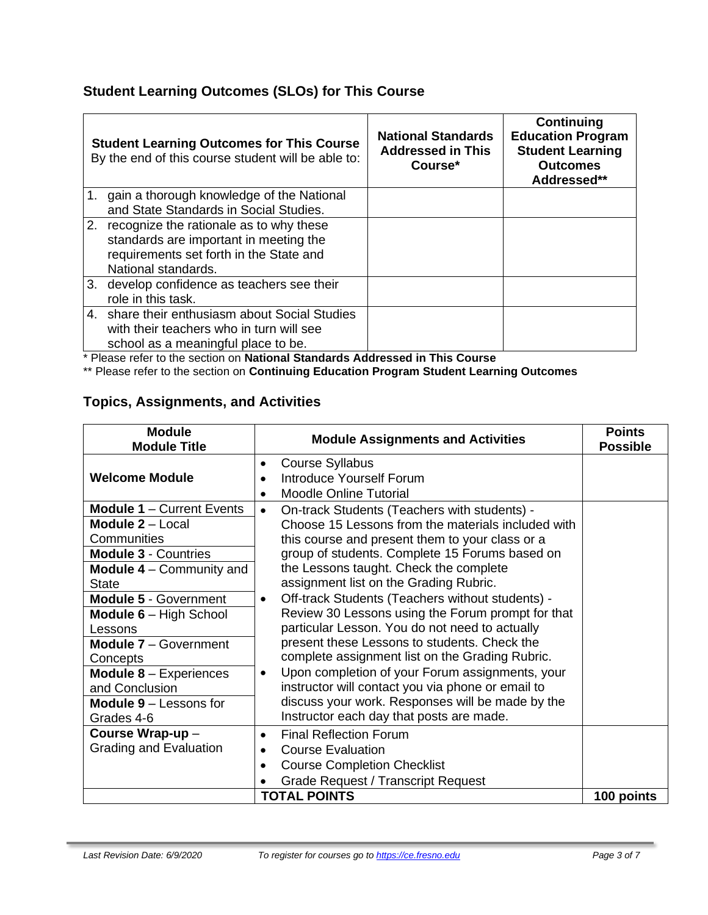## Student Learning Outcomes (SLOs) for This Course

| **Student Learning Outcomes for This Course** By the end of this course student will be able to: | **National Standards Addressed in This Course*** | **Continuing Education Program Student Learning Outcomes Addressed**** |
|---|---|---|
| 1. gain a thorough knowledge of the National and State Standards in Social Studies. | | |
| 2. recognize the rationale as to why these standards are important in meeting the requirements set forth in the State and National standards. | | |
| 3. develop confidence as teachers see their role in this task. | | |
| 4. share their enthusiasm about Social Studies with their teachers who in turn will see school as a meaningful place to be. | | |

* Please refer to the section on **National Standards Addressed in This Course**

** Please refer to the section on **Continuing Education Program Student Learning Outcomes**

## Topics, Assignments, and Activities

| **Module Module Title** | **Module Assignments and Activities** | **Points Possible** |
|---|---|---|
| **Welcome Module** | • Course Syllabus<br>• Introduce Yourself Forum<br>• Moodle Online Tutorial | |
| **Module 1** – Current Events<br>**Module 2** – Local Communities<br>**Module 3** - Countries<br>**Module 4** – Community and State<br>**Module 5** - Government<br>**Module 6** – High School Lessons<br>**Module 7** – Government Concepts<br>**Module 8** – Experiences and Conclusion<br>**Module 9** – Lessons for Grades 4-6 | • On-track Students (Teachers with students) - Choose 15 Lessons from the materials included with this course and present them to your class or a group of students. Complete 15 Forums based on the Lessons taught. Check the complete assignment list on the Grading Rubric.<br>• Off-track Students (Teachers without students) - Review 30 Lessons using the Forum prompt for that particular Lesson. You do not need to actually present these Lessons to students. Check the complete assignment list on the Grading Rubric.<br>• Upon completion of your Forum assignments, your instructor will contact you via phone or email to discuss your work. Responses will be made by the Instructor each day that posts are made. | |
| **Course Wrap-up** – Grading and Evaluation | • Final Reflection Forum<br>• Course Evaluation<br>• Course Completion Checklist<br>• Grade Request / Transcript Request | |
| | **TOTAL POINTS** | **100 points** |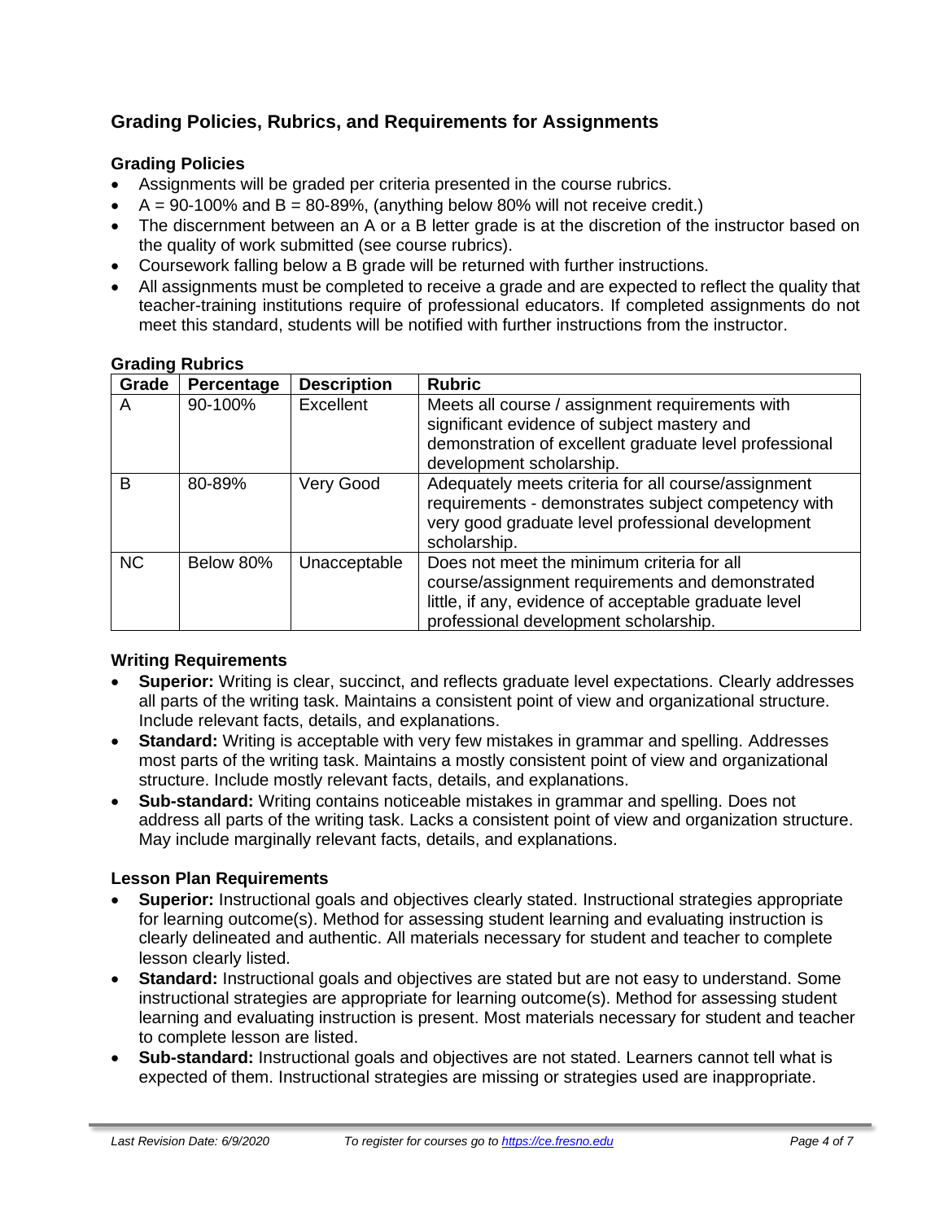## Grading Policies, Rubrics, and Requirements for Assignments

### Grading Policies

- Assignments will be graded per criteria presented in the course rubrics.
- A = 90-100% and B = 80-89%, (anything below 80% will not receive credit.)
- The discernment between an A or a B letter grade is at the discretion of the instructor based on the quality of work submitted (see course rubrics).
- Coursework falling below a B grade will be returned with further instructions.
- All assignments must be completed to receive a grade and are expected to reflect the quality that teacher-training institutions require of professional educators. If completed assignments do not meet this standard, students will be notified with further instructions from the instructor.

### Grading Rubrics

| Grade | Percentage | Description | Rubric |
|---|---|---|---|
| A | 90-100% | Excellent | Meets all course / assignment requirements with significant evidence of subject mastery and demonstration of excellent graduate level professional development scholarship. |
| B | 80-89% | Very Good | Adequately meets criteria for all course/assignment requirements - demonstrates subject competency with very good graduate level professional development scholarship. |
| NC | Below 80% | Unacceptable | Does not meet the minimum criteria for all course/assignment requirements and demonstrated little, if any, evidence of acceptable graduate level professional development scholarship. |

### Writing Requirements

- **Superior:** Writing is clear, succinct, and reflects graduate level expectations. Clearly addresses all parts of the writing task. Maintains a consistent point of view and organizational structure. Include relevant facts, details, and explanations.
- **Standard:** Writing is acceptable with very few mistakes in grammar and spelling. Addresses most parts of the writing task. Maintains a mostly consistent point of view and organizational structure. Include mostly relevant facts, details, and explanations.
- **Sub-standard:** Writing contains noticeable mistakes in grammar and spelling. Does not address all parts of the writing task. Lacks a consistent point of view and organization structure. May include marginally relevant facts, details, and explanations.

### Lesson Plan Requirements

- **Superior:** Instructional goals and objectives clearly stated. Instructional strategies appropriate for learning outcome(s). Method for assessing student learning and evaluating instruction is clearly delineated and authentic. All materials necessary for student and teacher to complete lesson clearly listed.
- **Standard:** Instructional goals and objectives are stated but are not easy to understand. Some instructional strategies are appropriate for learning outcome(s). Method for assessing student learning and evaluating instruction is present. Most materials necessary for student and teacher to complete lesson are listed.
- **Sub-standard:** Instructional goals and objectives are not stated. Learners cannot tell what is expected of them. Instructional strategies are missing or strategies used are inappropriate.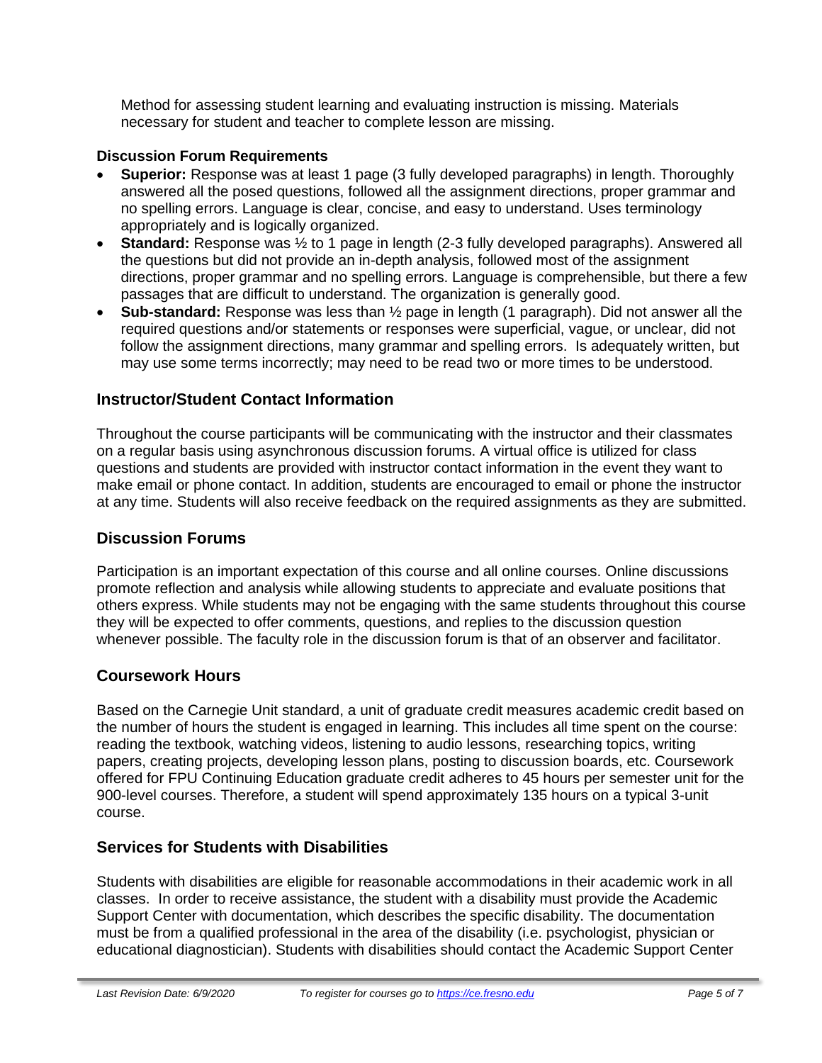Method for assessing student learning and evaluating instruction is missing. Materials necessary for student and teacher to complete lesson are missing.

**Discussion Forum Requirements**

- **Superior:** Response was at least 1 page (3 fully developed paragraphs) in length. Thoroughly answered all the posed questions, followed all the assignment directions, proper grammar and no spelling errors. Language is clear, concise, and easy to understand. Uses terminology appropriately and is logically organized.
- **Standard:** Response was ½ to 1 page in length (2-3 fully developed paragraphs). Answered all the questions but did not provide an in-depth analysis, followed most of the assignment directions, proper grammar and no spelling errors. Language is comprehensible, but there a few passages that are difficult to understand. The organization is generally good.
- **Sub-standard:** Response was less than ½ page in length (1 paragraph). Did not answer all the required questions and/or statements or responses were superficial, vague, or unclear, did not follow the assignment directions, many grammar and spelling errors. Is adequately written, but may use some terms incorrectly; may need to be read two or more times to be understood.

## Instructor/Student Contact Information

Throughout the course participants will be communicating with the instructor and their classmates on a regular basis using asynchronous discussion forums. A virtual office is utilized for class questions and students are provided with instructor contact information in the event they want to make email or phone contact. In addition, students are encouraged to email or phone the instructor at any time. Students will also receive feedback on the required assignments as they are submitted.

## Discussion Forums

Participation is an important expectation of this course and all online courses. Online discussions promote reflection and analysis while allowing students to appreciate and evaluate positions that others express. While students may not be engaging with the same students throughout this course they will be expected to offer comments, questions, and replies to the discussion question whenever possible. The faculty role in the discussion forum is that of an observer and facilitator.

## Coursework Hours

Based on the Carnegie Unit standard, a unit of graduate credit measures academic credit based on the number of hours the student is engaged in learning. This includes all time spent on the course: reading the textbook, watching videos, listening to audio lessons, researching topics, writing papers, creating projects, developing lesson plans, posting to discussion boards, etc. Coursework offered for FPU Continuing Education graduate credit adheres to 45 hours per semester unit for the 900-level courses. Therefore, a student will spend approximately 135 hours on a typical 3-unit course.

## Services for Students with Disabilities

Students with disabilities are eligible for reasonable accommodations in their academic work in all classes. In order to receive assistance, the student with a disability must provide the Academic Support Center with documentation, which describes the specific disability. The documentation must be from a qualified professional in the area of the disability (i.e. psychologist, physician or educational diagnostician). Students with disabilities should contact the Academic Support Center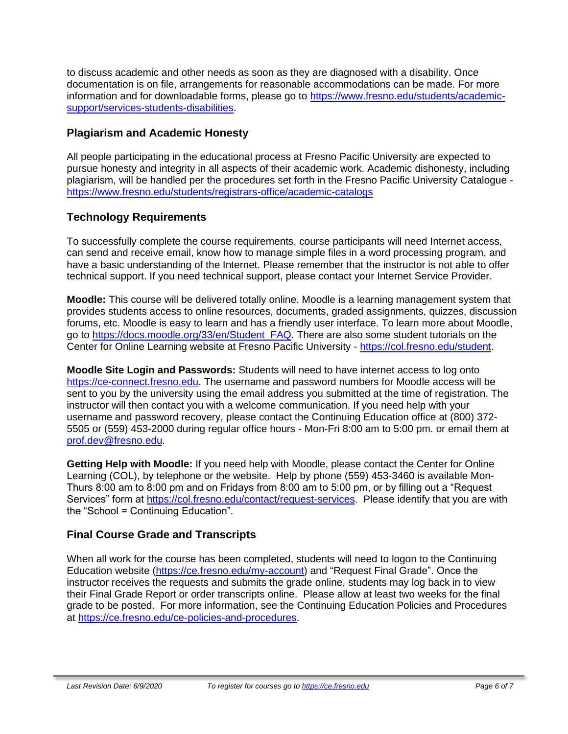to discuss academic and other needs as soon as they are diagnosed with a disability. Once documentation is on file, arrangements for reasonable accommodations can be made. For more information and for downloadable forms, please go to https://www.fresno.edu/students/academic-support/services-students-disabilities.

## Plagiarism and Academic Honesty

All people participating in the educational process at Fresno Pacific University are expected to pursue honesty and integrity in all aspects of their academic work. Academic dishonesty, including plagiarism, will be handled per the procedures set forth in the Fresno Pacific University Catalogue - https://www.fresno.edu/students/registrars-office/academic-catalogs

## Technology Requirements

To successfully complete the course requirements, course participants will need Internet access, can send and receive email, know how to manage simple files in a word processing program, and have a basic understanding of the Internet. Please remember that the instructor is not able to offer technical support. If you need technical support, please contact your Internet Service Provider.

**Moodle:** This course will be delivered totally online. Moodle is a learning management system that provides students access to online resources, documents, graded assignments, quizzes, discussion forums, etc. Moodle is easy to learn and has a friendly user interface. To learn more about Moodle, go to https://docs.moodle.org/33/en/Student_FAQ. There are also some student tutorials on the Center for Online Learning website at Fresno Pacific University - https://col.fresno.edu/student.

**Moodle Site Login and Passwords:** Students will need to have internet access to log onto https://ce-connect.fresno.edu. The username and password numbers for Moodle access will be sent to you by the university using the email address you submitted at the time of registration. The instructor will then contact you with a welcome communication. If you need help with your username and password recovery, please contact the Continuing Education office at (800) 372-5505 or (559) 453-2000 during regular office hours - Mon-Fri 8:00 am to 5:00 pm. or email them at prof.dev@fresno.edu.

**Getting Help with Moodle:** If you need help with Moodle, please contact the Center for Online Learning (COL), by telephone or the website. Help by phone (559) 453-3460 is available Mon-Thurs 8:00 am to 8:00 pm and on Fridays from 8:00 am to 5:00 pm, or by filling out a "Request Services" form at https://col.fresno.edu/contact/request-services. Please identify that you are with the "School = Continuing Education".

## Final Course Grade and Transcripts

When all work for the course has been completed, students will need to logon to the Continuing Education website (https://ce.fresno.edu/my-account) and "Request Final Grade". Once the instructor receives the requests and submits the grade online, students may log back in to view their Final Grade Report or order transcripts online. Please allow at least two weeks for the final grade to be posted. For more information, see the Continuing Education Policies and Procedures at https://ce.fresno.edu/ce-policies-and-procedures.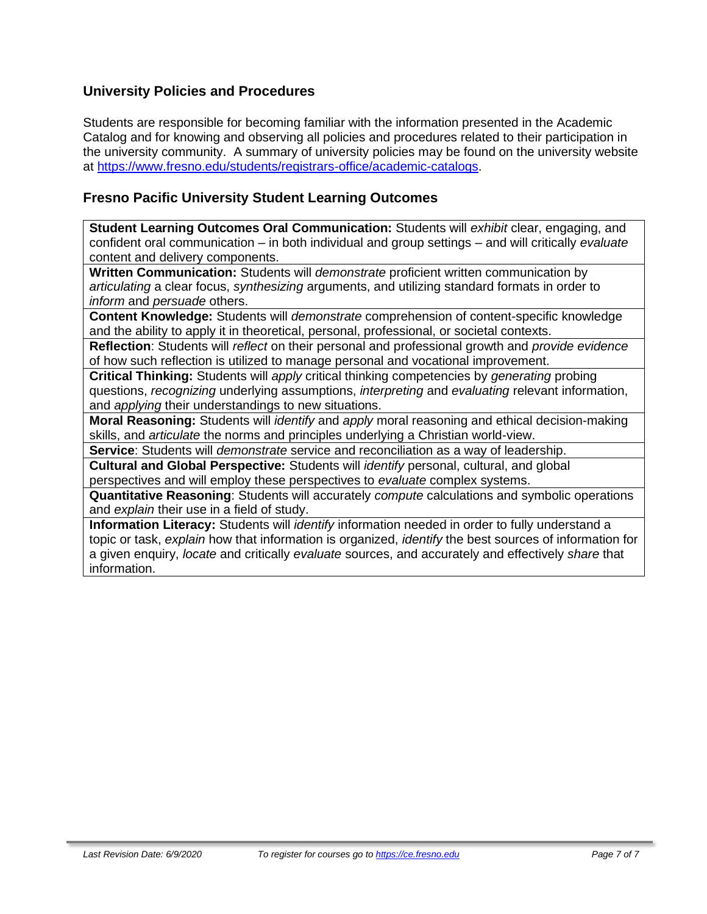## University Policies and Procedures

Students are responsible for becoming familiar with the information presented in the Academic Catalog and for knowing and observing all policies and procedures related to their participation in the university community. A summary of university policies may be found on the university website at https://www.fresno.edu/students/registrars-office/academic-catalogs.

## Fresno Pacific University Student Learning Outcomes

| |
|---|
| **Student Learning Outcomes Oral Communication:** Students will *exhibit* clear, engaging, and confident oral communication – in both individual and group settings – and will critically *evaluate* content and delivery components. |
| **Written Communication:** Students will *demonstrate* proficient written communication by *articulating* a clear focus, *synthesizing* arguments, and utilizing standard formats in order to *inform* and *persuade* others. |
| **Content Knowledge:** Students will *demonstrate* comprehension of content-specific knowledge and the ability to apply it in theoretical, personal, professional, or societal contexts. |
| **Reflection**: Students will *reflect* on their personal and professional growth and *provide evidence* of how such reflection is utilized to manage personal and vocational improvement. |
| **Critical Thinking:** Students will *apply* critical thinking competencies by *generating* probing questions, *recognizing* underlying assumptions, *interpreting* and *evaluating* relevant information, and *applying* their understandings to new situations. |
| **Moral Reasoning:** Students will *identify* and *apply* moral reasoning and ethical decision-making skills, and *articulate* the norms and principles underlying a Christian world-view. |
| **Service**: Students will *demonstrate* service and reconciliation as a way of leadership. |
| **Cultural and Global Perspective:** Students will *identify* personal, cultural, and global perspectives and will employ these perspectives to *evaluate* complex systems. |
| **Quantitative Reasoning**: Students will accurately *compute* calculations and symbolic operations and *explain* their use in a field of study. |
| **Information Literacy:** Students will *identify* information needed in order to fully understand a topic or task, *explain* how that information is organized, *identify* the best sources of information for a given enquiry, *locate* and critically *evaluate* sources, and accurately and effectively *share* that information. |